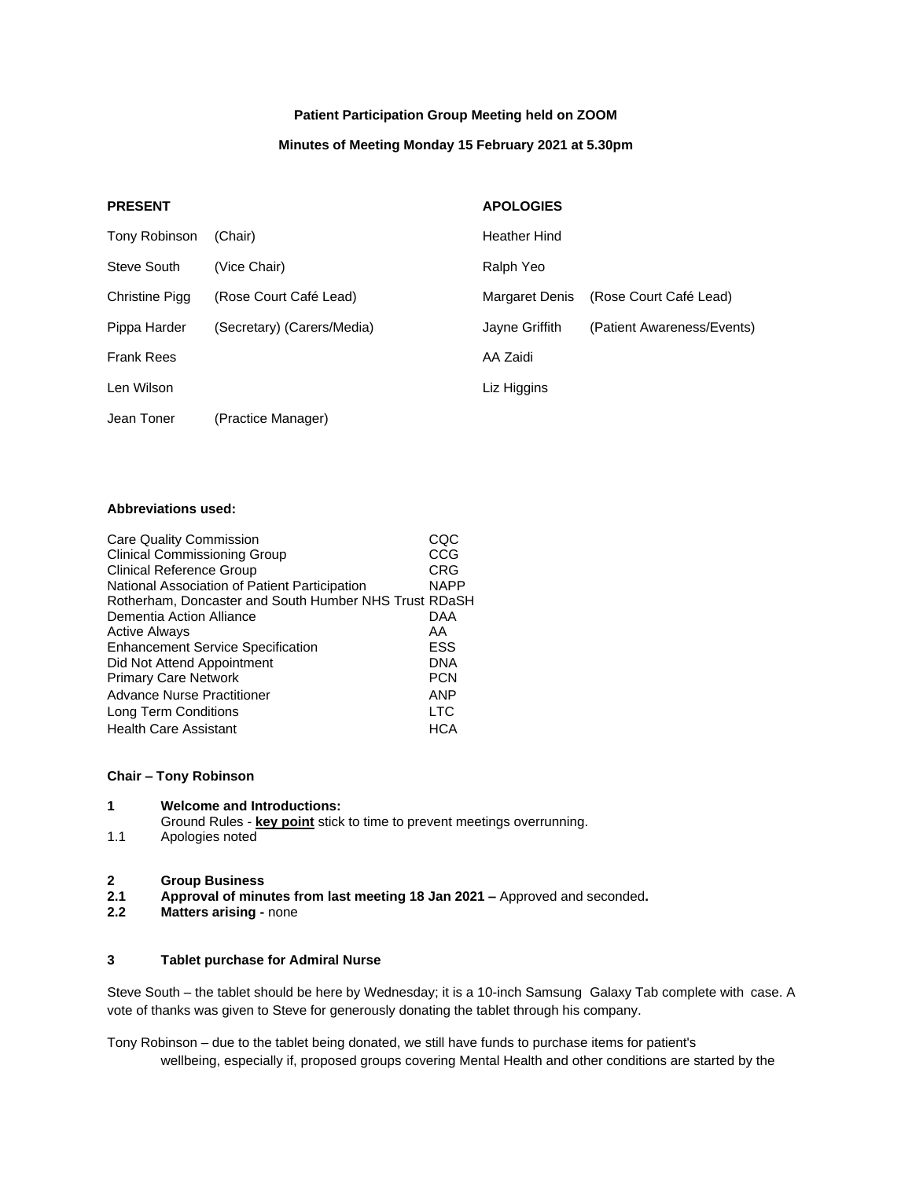**Patient Participation Group Meeting held on ZOOM**

**Minutes of Meeting Monday 15 February 2021 at 5.30pm**

| **PRESENT** | | **APOLOGIES** | |
|---|---|---|---|
| Tony Robinson | (Chair) | Heather Hind | |
| Steve South | (Vice Chair) | Ralph Yeo | |
| Christine Pigg | (Rose Court Café Lead) | Margaret Denis | (Rose Court Café Lead) |
| Pippa Harder | (Secretary) (Carers/Media) | Jayne Griffith | (Patient Awareness/Events) |
| Frank Rees | | AA Zaidi | |
| Len Wilson | | Liz Higgins | |
| Jean Toner | (Practice Manager) | | |

**Abbreviations used:**

| | |
|---|---|
| Care Quality Commission | CQC |
| Clinical Commissioning Group | CCG |
| Clinical Reference Group | CRG |
| National Association of Patient Participation | NAPP |
| Rotherham, Doncaster and South Humber NHS Trust | RDaSH |
| Dementia Action Alliance | DAA |
| Active Always | AA |
| Enhancement Service Specification | ESS |
| Did Not Attend Appointment | DNA |
| Primary Care Network | PCN |
| Advance Nurse Practitioner | ANP |
| Long Term Conditions | LTC |
| Health Care Assistant | HCA |

**Chair – Tony Robinson**

**1 Welcome and Introductions:**

Ground Rules - **key point** stick to time to prevent meetings overrunning.

1.1 Apologies noted

**2 Group Business**

**2.1 Approval of minutes from last meeting 18 Jan 2021 –** Approved and seconded**.**

**2.2 Matters arising -** none

**3 Tablet purchase for Admiral Nurse**

Steve South – the tablet should be here by Wednesday; it is a 10-inch Samsung Galaxy Tab complete with case. A vote of thanks was given to Steve for generously donating the tablet through his company.

Tony Robinson – due to the tablet being donated, we still have funds to purchase items for patient's wellbeing, especially if, proposed groups covering Mental Health and other conditions are started by the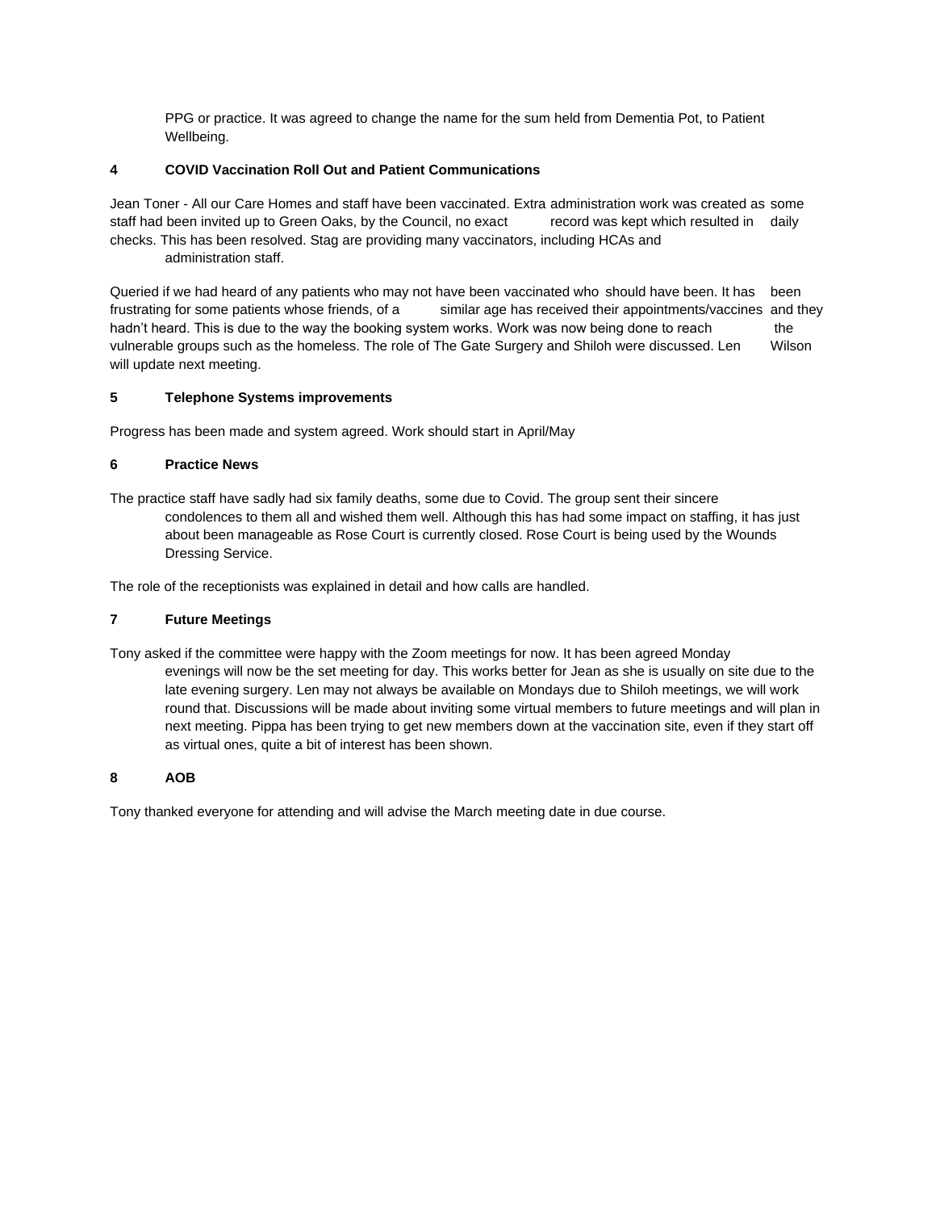PPG or practice. It was agreed to change the name for the sum held from Dementia Pot, to Patient Wellbeing.

**4 COVID Vaccination Roll Out and Patient Communications**

Jean Toner - All our Care Homes and staff have been vaccinated. Extra administration work was created as some staff had been invited up to Green Oaks, by the Council, no exact record was kept which resulted in daily checks. This has been resolved. Stag are providing many vaccinators, including HCAs and administration staff.

Queried if we had heard of any patients who may not have been vaccinated who should have been. It has been frustrating for some patients whose friends, of a similar age has received their appointments/vaccines and they hadn't heard. This is due to the way the booking system works. Work was now being done to reach the vulnerable groups such as the homeless. The role of The Gate Surgery and Shiloh were discussed. Len Wilson will update next meeting.

**5 Telephone Systems improvements**

Progress has been made and system agreed. Work should start in April/May

**6 Practice News**

The practice staff have sadly had six family deaths, some due to Covid. The group sent their sincere condolences to them all and wished them well. Although this has had some impact on staffing, it has just about been manageable as Rose Court is currently closed. Rose Court is being used by the Wounds Dressing Service.

The role of the receptionists was explained in detail and how calls are handled.

**7 Future Meetings**

Tony asked if the committee were happy with the Zoom meetings for now. It has been agreed Monday evenings will now be the set meeting for day. This works better for Jean as she is usually on site due to the late evening surgery. Len may not always be available on Mondays due to Shiloh meetings, we will work round that. Discussions will be made about inviting some virtual members to future meetings and will plan in next meeting. Pippa has been trying to get new members down at the vaccination site, even if they start off as virtual ones, quite a bit of interest has been shown.

**8 AOB**

Tony thanked everyone for attending and will advise the March meeting date in due course.